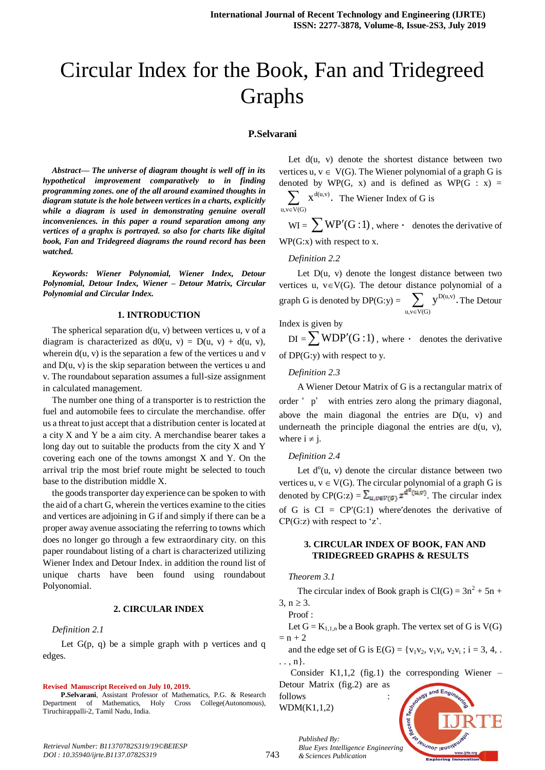# Circular Index for the Book, Fan and Tridegreed Graphs

**P.Selvarani**

***Abstract— The universe of diagram thought is well off in its hypothetical improvement comparatively to in finding programming zones. one of the all around examined thoughts in diagram statute is the hole between vertices in a charts, explicitly while a diagram is used in demonstrating genuine overall inconveniences. in this paper a round separation among any vertices of a graphx is portrayed. so also for charts like digital book, Fan and Tridegreed diagrams the round record has been watched.***

***Keywords: Wiener Polynomial, Wiener Index, Detour Polynomial, Detour Index, Wiener – Detour Matrix, Circular Polynomial and Circular Index.***

## 1. INTRODUCTION

The spherical separation d(u, v) between vertices u, v of a diagram is characterized as d0(u, v) = D(u, v) + d(u, v), wherein d(u, v) is the separation a few of the vertices u and v and D(u, v) is the skip separation between the vertices u and v. The roundabout separation assumes a full-size assignment in calculated management.

The number one thing of a transporter is to restriction the fuel and automobile fees to circulate the merchandise. offer us a threat to just accept that a distribution center is located at a city X and Y be a aim city. A merchandise bearer takes a long day out to suitable the products from the city X and Y covering each one of the towns amongst X and Y. On the arrival trip the most brief route might be selected to touch base to the distribution middle X.

the goods transporter day experience can be spoken to with the aid of a chart G, wherein the vertices examine to the cities and vertices are adjoining in G if and simply if there can be a proper away avenue associating the referring to towns which does no longer go through a few extraordinary city. on this paper roundabout listing of a chart is characterized utilizing Wiener Index and Detour Index. in addition the round list of unique charts have been found using roundabout Polyonomial.

## 2. CIRCULAR INDEX

*Definition 2.1*

Let G(p, q) be a simple graph with p vertices and q edges.

Let d(u, v) denote the shortest distance between two vertices u, v $\in$ V(G). The Wiener polynomial of a graph G is denoted by WP(G, x) and is defined as WP(G : x) = $\sum_{u,v\in V(G)} x^{d(u,v)}$. The Wiener Index of G is

WI = $\sum WP'(G:1)$, where $'$ denotes the derivative of WP(G:x) with respect to x.

*Definition 2.2*

Let D(u, v) denote the longest distance between two vertices u, v$\in$V(G). The detour distance polynomial of a graph G is denoted by DP(G:y) = $\sum_{u,v\in V(G)} y^{D(u,v)}$. The Detour Index is given by

DI = $\sum WDP'(G:1)$, where $'$ denotes the derivative of DP(G:y) with respect to y.

*Definition 2.3*

A Wiener Detour Matrix of G is a rectangular matrix of order ' p' with entries zero along the primary diagonal, above the main diagonal the entries are D(u, v) and underneath the principle diagonal the entries are d(u, v), where i $\neq$ j.

*Definition 2.4*

Let $d^o$(u, v) denote the circular distance between two vertices u, v $\in$ V(G). The circular polynomial of a graph G is denoted by CP(G:z) = $\sum_{u,v\in V(G)} z^{d^o(u,v)}$. The circular index of G is CI = CP′(G:1) where′denotes the derivative of CP(G:z) with respect to 'z'.

## 3. CIRCULAR INDEX OF BOOK, FAN AND TRIDEGREED GRAPHS & RESULTS

*Theorem 3.1*

The circular index of Book graph is CI(G) = $3n^2 + 5n + 3$, n $\geq$ 3.

Proof :

Let G = $K_{1,1,n}$ be a Book graph. The vertex set of G is V(G) = n + 2

and the edge set of G is E(G) = {$v_1v_2$, $v_1v_i$, $v_2v_i$ ; i = 3, 4, . . . , n}.

Consider K1,1,2 (fig.1) the corresponding Wiener – Detour Matrix (fig.2) are as follows :

WDM(K1,1,2)

**Revised Manuscript Received on July 10, 2019.**

**P.Selvarani**, Assistant Professor of Mathematics, P.G. & Research Department of Mathematics, Holy Cross College(Autonomous), Tiruchirappalli-2, Tamil Nadu, India.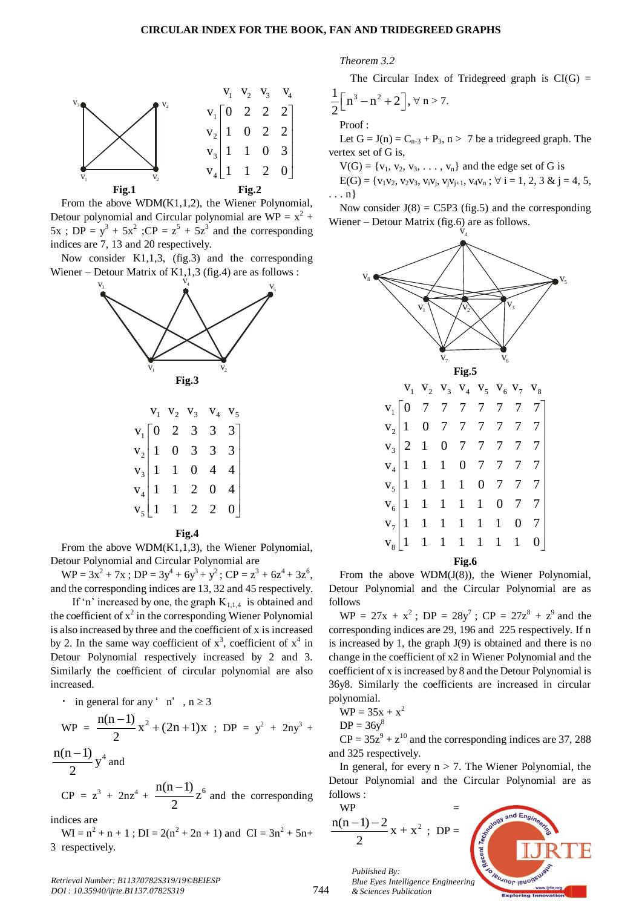**Fig.1**

$$\begin{array}{c} \\ v_1 \\ v_2 \\ v_3 \\ v_4 \end{array}\begin{array}{c} v_1 \quad v_2 \quad v_3 \quad v_4 \\ \begin{bmatrix} 0 & 2 & 2 & 2 \\ 1 & 0 & 2 & 2 \\ 1 & 1 & 0 & 3 \\ 1 & 1 & 2 & 0 \end{bmatrix} \end{array}$$

**Fig.2**

From the above WDM(K1,1,2), the Wiener Polynomial, Detour polynomial and Circular polynomial are WP = $x^2$ + 5x ; DP = $y^3 + 5x^2$ ;CP = $z^5 + 5z^3$ and the corresponding indices are 7, 13 and 20 respectively.

Now consider K1,1,3, (fig.3) and the corresponding Wiener – Detour Matrix of K1,1,3 (fig.4) are as follows :

**Fig.3**

$$\begin{array}{c} \\ v_1 \\ v_2 \\ v_3 \\ v_4 \\ v_5 \end{array}\begin{array}{c} v_1 \quad v_2 \quad v_3 \quad v_4 \quad v_5 \\ \begin{bmatrix} 0 & 2 & 3 & 3 & 3 \\ 1 & 0 & 3 & 3 & 3 \\ 1 & 1 & 0 & 4 & 4 \\ 1 & 1 & 2 & 0 & 4 \\ 1 & 1 & 2 & 2 & 0 \end{bmatrix} \end{array}$$

**Fig.4**

From the above WDM(K1,1,3), the Wiener Polynomial, Detour Polynomial and Circular Polynomial are

WP = $3x^2 + 7x$ ; DP = $3y^4 + 6y^3 + y^2$ ; CP = $z^3 + 6z^4 + 3z^6$, and the corresponding indices are 13, 32 and 45 respectively.

If 'n' increased by one, the graph $K_{1,1,4}$ is obtained and the coefficient of $x^2$ in the corresponding Wiener Polynomial is also increased by three and the coefficient of x is increased by 2. In the same way coefficient of $x^3$, coefficient of $x^4$ in Detour Polynomial respectively increased by 2 and 3. Similarly the coefficient of circular polynomial are also increased.

- in general for any ' n' , n ≥ 3

WP = $\frac{n(n-1)}{2}x^2 + (2n+1)x$ ; DP = $y^2$ + $2ny^3$ + $\frac{n(n-1)}{2}y^4$ and

CP = $z^3$ + $2nz^4$ + $\frac{n(n-1)}{2}z^6$ and the corresponding indices are

WI = $n^2 + n + 1$ ; DI = $2(n^2 + 2n + 1)$ and CI = $3n^2 + 5n + 3$ respectively.

*Theorem 3.2*

The Circular Index of Tridegreed graph is CI(G) = $\frac{1}{2}\left[n^3 - n^2 + 2\right]$, ∀ n > 7.

Proof :

Let G = J(n) = $C_{n-3} + P_3$, n > 7 be a tridegreed graph. The vertex set of G is,

V(G) = {$v_1, v_2, v_3, \ldots, v_n$} and the edge set of G is

E(G) = {$v_1v_2, v_2v_3, v_1v_j, v_jv_{j+1}, v_4v_n$ ; ∀ i = 1, 2, 3 & j = 4, 5, . . . n}

Now consider J(8) = C5P3 (fig.5) and the corresponding Wiener – Detour Matrix (fig.6) are as follows.

**Fig.5**

$$\begin{array}{c} \\ v_1 \\ v_2 \\ v_3 \\ v_4 \\ v_5 \\ v_6 \\ v_7 \\ v_8 \end{array}\begin{array}{c} v_1 \quad v_2 \quad v_3 \quad v_4 \quad v_5 \quad v_6 \quad v_7 \quad v_8 \\ \begin{bmatrix} 0 & 7 & 7 & 7 & 7 & 7 & 7 & 7 \\ 1 & 0 & 7 & 7 & 7 & 7 & 7 & 7 \\ 2 & 1 & 0 & 7 & 7 & 7 & 7 & 7 \\ 1 & 1 & 1 & 0 & 7 & 7 & 7 & 7 \\ 1 & 1 & 1 & 1 & 0 & 7 & 7 & 7 \\ 1 & 1 & 1 & 1 & 1 & 0 & 7 & 7 \\ 1 & 1 & 1 & 1 & 1 & 1 & 0 & 7 \\ 1 & 1 & 1 & 1 & 1 & 1 & 1 & 0 \end{bmatrix} \end{array}$$

**Fig.6**

From the above WDM(J(8)), the Wiener Polynomial, Detour Polynomial and the Circular Polynomial are as follows

WP = $27x + x^2$ ; DP = $28y^7$ ; CP = $27z^8 + z^9$ and the corresponding indices are 29, 196 and 225 respectively. If n is increased by 1, the graph J(9) is obtained and there is no change in the coefficient of x2 in Wiener Polynomial and the coefficient of x is increased by 8 and the Detour Polynomial is 36y8. Similarly the coefficients are increased in circular polynomial.

WP = $35x + x^2$

DP = $36y^8$

CP = $35z^9 + z^{10}$ and the corresponding indices are 37, 288 and 325 respectively.

In general, for every n > 7. The Wiener Polynomial, the Detour Polynomial and the Circular Polynomial are as follows :

WP = $\frac{n(n-1)-2}{2}x + x^2$ ; DP =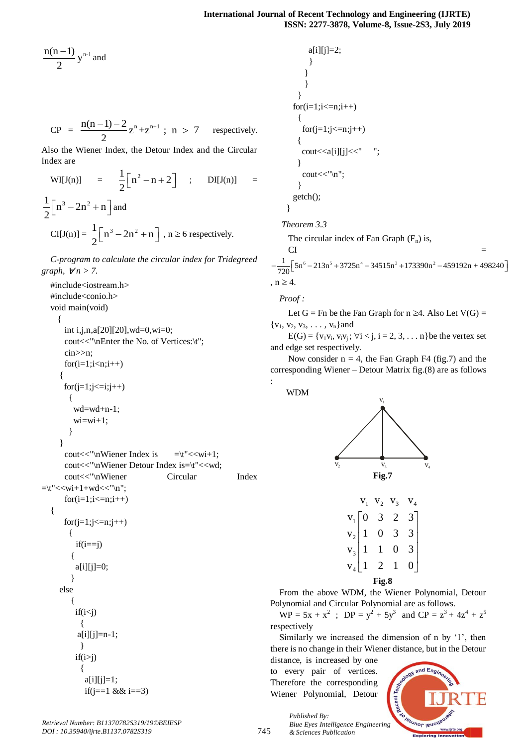$\frac{n(n-1)}{2} y^{n-1}$ and

$$CP = \frac{n(n-1)-2}{2} z^n + z^{n+1} \; ; \; n > 7 \quad \text{respectively.}$$

Also the Wiener Index, the Detour Index and the Circular Index are

$$WI[J(n)] = \frac{1}{2}\left[n^2 - n + 2\right] \; ; \; DI[J(n)] = \frac{1}{2}\left[n^3 - 2n^2 + n\right] \text{ and}$$

$$CI[J(n)] = \frac{1}{2}\left[n^3 - 2n^2 + n\right] \text{ , } n \geq 6 \text{ respectively.}$$

*C-program to calculate the circular index for Tridegreed graph, ∀n > 7.*

```
#include<iostream.h>
#include<conio.h>
void main(void)
 {
  int i,j,n,a[20][20],wd=0,wi=0;
  cout<<"\nEnter the No. of Vertices:\t";
  cin>>n;
  for(i=1;i<n;i++)
 {
  for(j=1;j<=i;j++)
   {
    wd=wd+n-1;
    wi=wi+1;
   }
 }
  cout<<"\nWiener Index is      =\t"<<wi+1;
  cout<<"\nWiener Detour Index is=\t"<<wd;
  cout<<"\nWiener       Circular       Index =\t"<<wi+1+wd<<"\n";
  for(i=1;i<=n;i++)
 {
  for(j=1;j<=n;j++)
   {
    if(i==j)
   {
    a[i][j]=0;
   }
 else
   {
    if(i<j)
     {
      a[i][j]=n-1;
     }
    if(i>j)
     {
      a[i][j]=1;
      if(j==1 && i==3)
        a[i][j]=2;
       }
      }
     }
   }
  for(i=1;i<=n;i++)
   {
    for(j=1;j<=n;j++)
   {
    cout<<a[i][j]<<"     ";
   }
    cout<<"\n";
   }
  getch();
 }
```

*Theorem 3.3*

The circular index of Fan Graph ($F_n$) is,

$$CI = -\frac{1}{720}\left[5n^6 - 213n^5 + 3725n^4 - 34515n^3 + 173390n^2 - 459192n + 498240\right]$$

, $n \geq 4$.

*Proof :*

Let G = Fn be the Fan Graph for n ≥4. Also Let V(G) = $\{v_1, v_2, v_3, \ldots, v_n\}$and

E(G) = $\{v_1v_i, v_iv_j; \forall i < j, i = 2, 3, \ldots n\}$be the vertex set and edge set respectively.

Now consider n = 4, the Fan Graph F4 (fig.7) and the corresponding Wiener – Detour Matrix fig.(8) are as follows :

WDM

Fig.7

|  | $v_1$ | $v_2$ | $v_3$ | $v_4$ |
|---|---|---|---|---|
| $v_1$ | 0 | 3 | 2 | 3 |
| $v_2$ | 1 | 0 | 3 | 3 |
| $v_3$ | 1 | 1 | 0 | 3 |
| $v_4$ | 1 | 2 | 1 | 0 |

Fig.8

From the above WDM, the Wiener Polynomial, Detour Polynomial and Circular Polynomial are as follows.

WP = $5x + x^2$ ; DP = $y^2 + 5y^3$ and CP = $z^3 + 4z^4 + z^5$ respectively

Similarly we increased the dimension of n by '1', then there is no change in their Wiener distance, but in the Detour distance, is increased by one to every pair of vertices. Therefore the corresponding Wiener Polynomial, Detour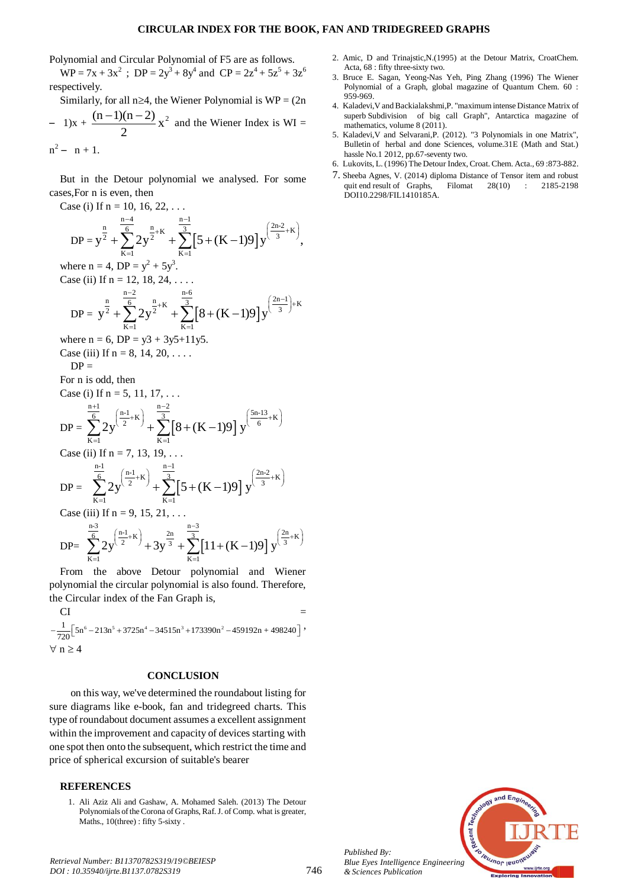Polynomial and Circular Polynomial of F5 are as follows.

$WP = 7x + 3x^2$ ; $DP = 2y^3 + 8y^4$ and $CP = 2z^4 + 5z^5 + 3z^6$ respectively.

Similarly, for all n≥4, the Wiener Polynomial is $WP = (2n - 1)x + \frac{(n-1)(n-2)}{2}x^2$ and the Wiener Index is $WI = n^2 - n + 1$.

But in the Detour polynomial we analysed. For some cases,For n is even, then

Case (i) If n = 10, 16, 22, . . .

$$DP = y^{\frac{n}{2}} + \sum_{K=1}^{\frac{n-4}{6}} 2y^{\frac{n}{2}+K} + \sum_{K=1}^{\frac{n-1}{3}} [5+(K-1)9]\, y^{\left(\frac{2n-2}{3}+K\right)},$$

where n = 4, $DP = y^2 + 5y^3$.

Case (ii) If n = 12, 18, 24, . . . .

$$DP = y^{\frac{n}{2}} + \sum_{K=1}^{\frac{n-2}{6}} 2y^{\frac{n}{2}+K} + \sum_{K=1}^{\frac{n-6}{3}} [8+(K-1)9]\, y^{\left(\frac{2n-1}{3}\right)+K}$$

where n = 6, DP = y3 + 3y5+11y5.

Case (iii) If n = 8, 14, 20, . . . .

DP =

For n is odd, then

Case (i) If n = 5, 11, 17, . . .

$$DP = \sum_{K=1}^{\frac{n+1}{6}} 2y^{\left(\frac{n-1}{2}+K\right)} + \sum_{K=1}^{\frac{n-2}{3}} [8+(K-1)9]\, y^{\left(\frac{5n-13}{6}+K\right)}$$

Case (ii) If n = 7, 13, 19, . . .

$$DP = \sum_{K=1}^{\frac{n-1}{6}} 2y^{\left(\frac{n-1}{2}+K\right)} + \sum_{K=1}^{\frac{n-1}{3}} [5+(K-1)9]\, y^{\left(\frac{2n-2}{3}+K\right)}$$

Case (iii) If n = 9, 15, 21, . . .

$$DP = \sum_{K=1}^{\frac{n-3}{6}} 2y^{\left(\frac{n-1}{2}+K\right)} + 3y^{\frac{2n}{3}} + \sum_{K=1}^{\frac{n-3}{3}} [11+(K-1)9]\, y^{\left(\frac{2n}{3}+K\right)}$$

From the above Detour polynomial and Wiener polynomial the circular polynomial is also found. Therefore, the Circular index of the Fan Graph is,

$$CI = -\frac{1}{720}\left[5n^6 - 213n^5 + 3725n^4 - 34515n^3 + 173390n^2 - 459192n + 498240\right],$$

$\forall\ n \geq 4$

## CONCLUSION

on this way, we've determined the roundabout listing for sure diagrams like e-book, fan and tridegreed charts. This type of roundabout document assumes a excellent assignment within the improvement and capacity of devices starting with one spot then onto the subsequent, which restrict the time and price of spherical excursion of suitable's bearer

## REFERENCES

1. Ali Aziz Ali and Gashaw, A. Mohamed Saleh. (2013) The Detour Polynomials of the Corona of Graphs, Raf. J. of Comp. what is greater, Maths., 10(three) : fifty 5-sixty .
2. Amic, D and Trinajstic,N.(1995) at the Detour Matrix, CroatChem. Acta, 68 : fifty three-sixty two.
3. Bruce E. Sagan, Yeong-Nas Yeh, Ping Zhang (1996) The Wiener Polynomial of a Graph, global magazine of Quantum Chem. 60 : 959-969.
4. Kaladevi,V and Backialakshmi,P. "maximum intense Distance Matrix of superb Subdivision of big call Graph", Antarctica magazine of mathematics, volume 8 (2011).
5. Kaladevi,V and Selvarani,P. (2012). "3 Polynomials in one Matrix", Bulletin of herbal and done Sciences, volume.31E (Math and Stat.) hassle No.1 2012, pp.67-seventy two.
6. Lukovits, L. (1996) The Detour Index, Croat. Chem. Acta., 69 :873-882.
7. Sheeba Agnes, V. (2014) diploma Distance of Tensor item and robust quit end result of Graphs, Filomat 28(10) : 2185-2198 DOI10.2298/FIL1410185A.